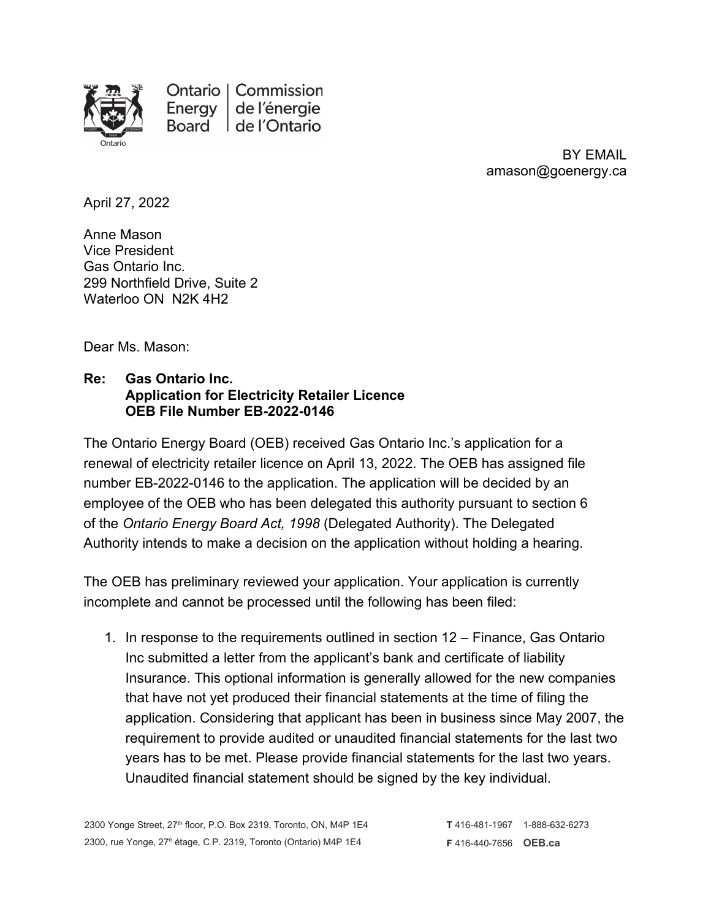Ontario Energy Board | Commission de l'énergie de l'Ontario

BY EMAIL
amason@goenergy.ca

April 27, 2022

Anne Mason
Vice President
Gas Ontario Inc.
299 Northfield Drive, Suite 2
Waterloo ON N2K 4H2

Dear Ms. Mason:

**Re: Gas Ontario Inc.**
**Application for Electricity Retailer Licence**
**OEB File Number EB-2022-0146**

The Ontario Energy Board (OEB) received Gas Ontario Inc.'s application for a renewal of electricity retailer licence on April 13, 2022. The OEB has assigned file number EB-2022-0146 to the application. The application will be decided by an employee of the OEB who has been delegated this authority pursuant to section 6 of the *Ontario Energy Board Act, 1998* (Delegated Authority). The Delegated Authority intends to make a decision on the application without holding a hearing.

The OEB has preliminary reviewed your application. Your application is currently incomplete and cannot be processed until the following has been filed:

1. In response to the requirements outlined in section 12 – Finance, Gas Ontario Inc submitted a letter from the applicant's bank and certificate of liability Insurance. This optional information is generally allowed for the new companies that have not yet produced their financial statements at the time of filing the application. Considering that applicant has been in business since May 2007, the requirement to provide audited or unaudited financial statements for the last two years has to be met. Please provide financial statements for the last two years. Unaudited financial statement should be signed by the key individual.

2300 Yonge Street, 27th floor, P.O. Box 2319, Toronto, ON, M4P 1E4
2300, rue Yonge, 27e étage, C.P. 2319, Toronto (Ontario) M4P 1E4

T 416-481-1967 1-888-632-6273
F 416-440-7656 OEB.ca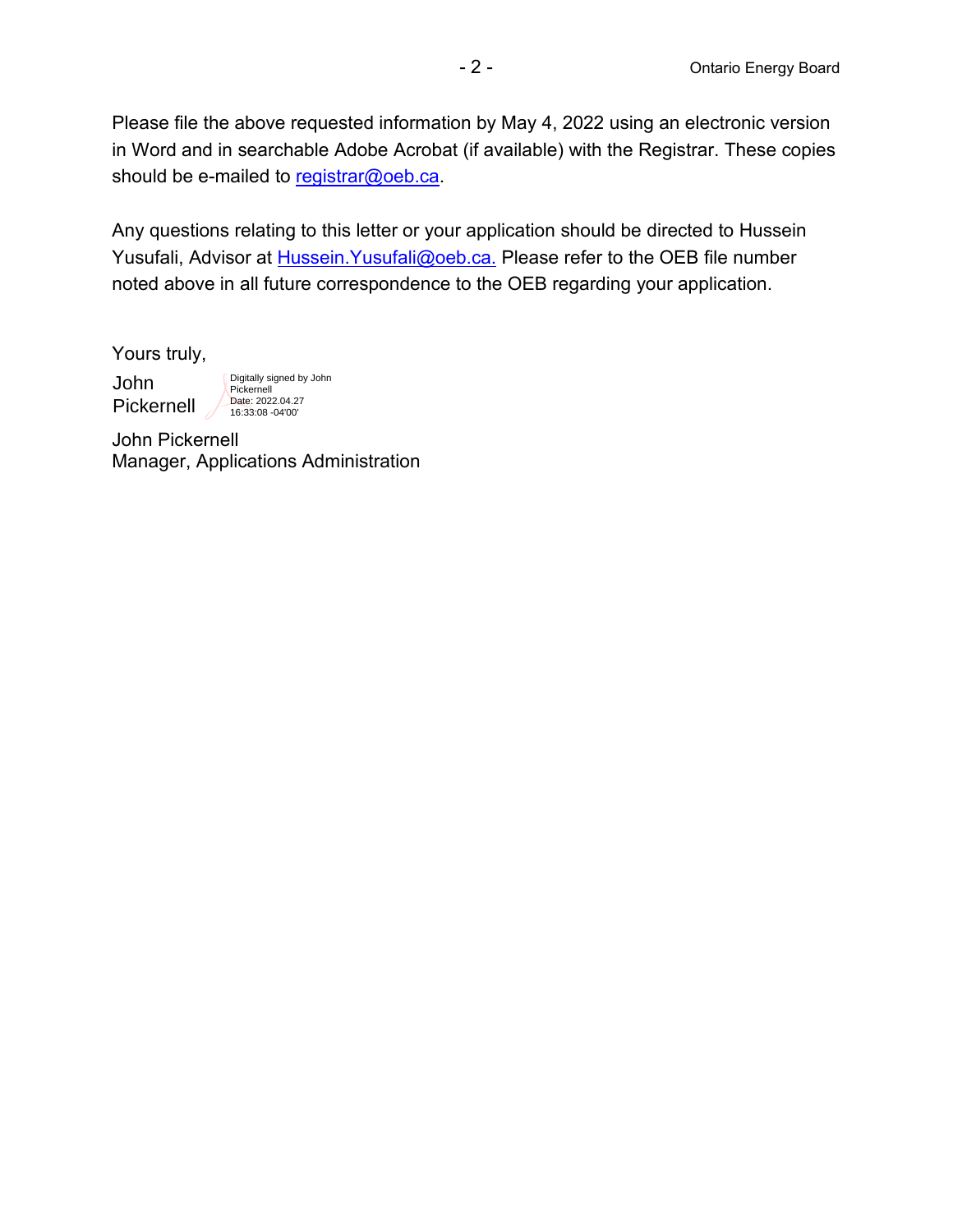Please file the above requested information by May 4, 2022 using an electronic version in Word and in searchable Adobe Acrobat (if available) with the Registrar. These copies should be e-mailed to registrar@oeb.ca.

Any questions relating to this letter or your application should be directed to Hussein Yusufali, Advisor at Hussein.Yusufali@oeb.ca. Please refer to the OEB file number noted above in all future correspondence to the OEB regarding your application.

Yours truly,

John Pickernell

Digitally signed by John Pickernell
Date: 2022.04.27 16:33:08 -04'00'

John Pickernell
Manager, Applications Administration